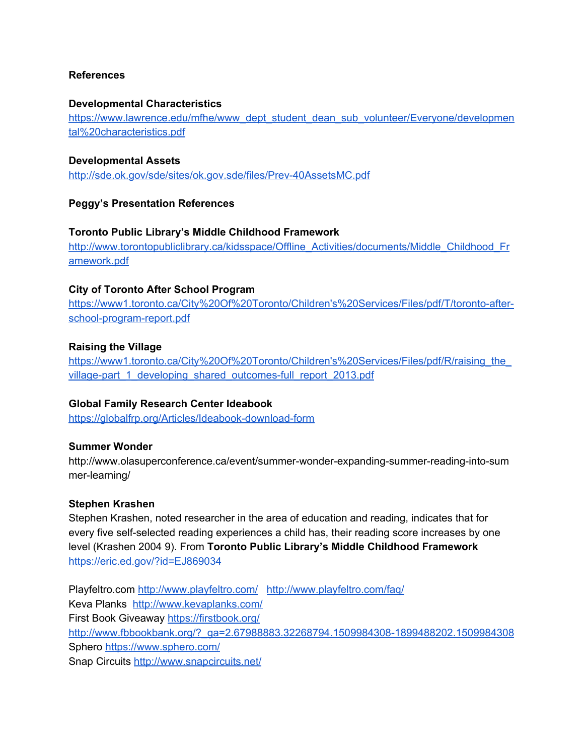**References**

**Developmental Characteristics**

https://www.lawrence.edu/mfhe/www_dept_student_dean_sub_volunteer/Everyone/developmental%20characteristics.pdf

**Developmental Assets**

http://sde.ok.gov/sde/sites/ok.gov.sde/files/Prev-40AssetsMC.pdf

**Peggy's Presentation References**

**Toronto Public Library's Middle Childhood Framework**

http://www.torontopubliclibrary.ca/kidsspace/Offline_Activities/documents/Middle_Childhood_Framework.pdf

**City of Toronto After School Program**

https://www1.toronto.ca/City%20Of%20Toronto/Children's%20Services/Files/pdf/T/toronto-after-school-program-report.pdf

**Raising the Village**

https://www1.toronto.ca/City%20Of%20Toronto/Children's%20Services/Files/pdf/R/raising_the_village-part_1_developing_shared_outcomes-full_report_2013.pdf

**Global Family Research Center Ideabook**

https://globalfrp.org/Articles/Ideabook-download-form

**Summer Wonder**

http://www.olasuperconference.ca/event/summer-wonder-expanding-summer-reading-into-summer-learning/

**Stephen Krashen**

Stephen Krashen, noted researcher in the area of education and reading, indicates that for every five self-selected reading experiences a child has, their reading score increases by one level (Krashen 2004 9). From **Toronto Public Library's Middle Childhood Framework** https://eric.ed.gov/?id=EJ869034

Playfeltro.com http://www.playfeltro.com/ http://www.playfeltro.com/faq/
Keva Planks http://www.kevaplanks.com/
First Book Giveaway https://firstbook.org/
http://www.fbbookbank.org/?_ga=2.67988883.32268794.1509984308-1899488202.1509984308
Sphero https://www.sphero.com/
Snap Circuits http://www.snapcircuits.net/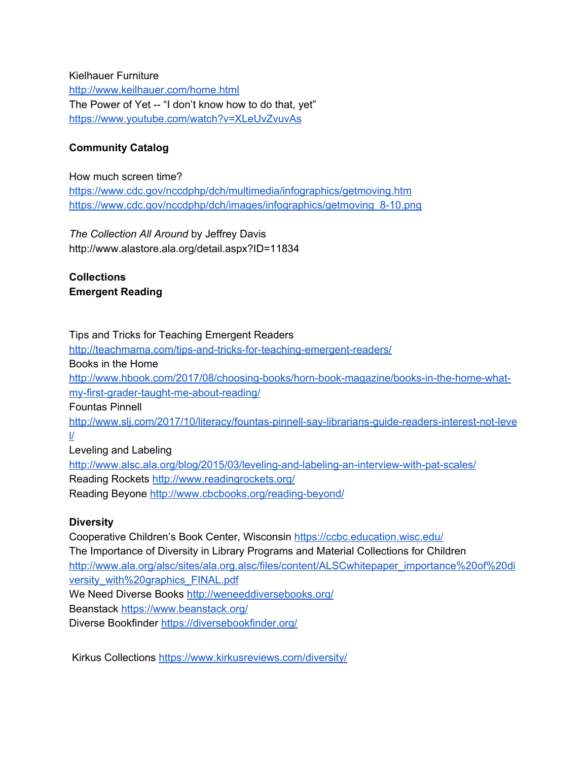Kielhauer Furniture
http://www.keilhauer.com/home.html
The Power of Yet -- "I don't know how to do that, yet"
https://www.youtube.com/watch?v=XLeUvZvuvAs

**Community Catalog**

How much screen time?
https://www.cdc.gov/nccdphp/dch/multimedia/infographics/getmoving.htm
https://www.cdc.gov/nccdphp/dch/images/infographics/getmoving_8-10.png

*The Collection All Around* by Jeffrey Davis
http://www.alastore.ala.org/detail.aspx?ID=11834

**Collections**
**Emergent Reading**

Tips and Tricks for Teaching Emergent Readers
http://teachmama.com/tips-and-tricks-for-teaching-emergent-readers/
Books in the Home
http://www.hbook.com/2017/08/choosing-books/horn-book-magazine/books-in-the-home-what-my-first-grader-taught-me-about-reading/
Fountas Pinnell
http://www.slj.com/2017/10/literacy/fountas-pinnell-say-librarians-guide-readers-interest-not-level/
Leveling and Labeling
http://www.alsc.ala.org/blog/2015/03/leveling-and-labeling-an-interview-with-pat-scales/
Reading Rockets http://www.readingrockets.org/
Reading Beyone http://www.cbcbooks.org/reading-beyond/

**Diversity**
Cooperative Children's Book Center, Wisconsin https://ccbc.education.wisc.edu/
The Importance of Diversity in Library Programs and Material Collections for Children
http://www.ala.org/alsc/sites/ala.org.alsc/files/content/ALSCwhitepaper_importance%20of%20diversity_with%20graphics_FINAL.pdf
We Need Diverse Books http://weneeddiversebooks.org/
Beanstack https://www.beanstack.org/
Diverse Bookfinder https://diversebookfinder.org/

Kirkus Collections https://www.kirkusreviews.com/diversity/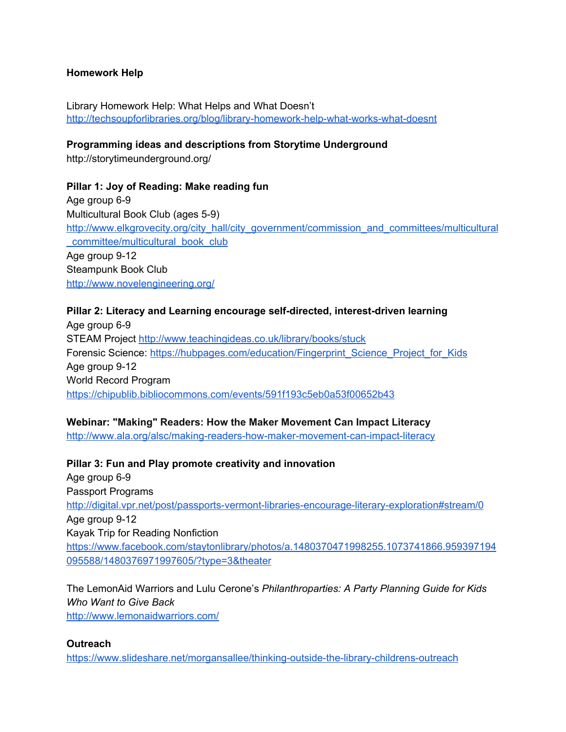**Homework Help**

Library Homework Help: What Helps and What Doesn't
http://techsoupforlibraries.org/blog/library-homework-help-what-works-what-doesnt

**Programming ideas and descriptions from Storytime Underground**
http://storytimeunderground.org/

**Pillar 1: Joy of Reading: Make reading fun**
Age group 6-9
Multicultural Book Club (ages 5-9)
http://www.elkgrovecity.org/city_hall/city_government/commission_and_committees/multicultural_committee/multicultural_book_club
Age group 9-12
Steampunk Book Club
http://www.novelengineering.org/

**Pillar 2: Literacy and Learning encourage self-directed, interest-driven learning**
Age group 6-9
STEAM Project http://www.teachingideas.co.uk/library/books/stuck
Forensic Science: https://hubpages.com/education/Fingerprint_Science_Project_for_Kids
Age group 9-12
World Record Program
https://chipublib.bibliocommons.com/events/591f193c5eb0a53f00652b43

**Webinar: "Making" Readers: How the Maker Movement Can Impact Literacy**
http://www.ala.org/alsc/making-readers-how-maker-movement-can-impact-literacy

**Pillar 3: Fun and Play promote creativity and innovation**
Age group 6-9
Passport Programs
http://digital.vpr.net/post/passports-vermont-libraries-encourage-literary-exploration#stream/0
Age group 9-12
Kayak Trip for Reading Nonfiction
https://www.facebook.com/staytonlibrary/photos/a.1480370471998255.1073741866.959397194095588/1480376971997605/?type=3&theater

The LemonAid Warriors and Lulu Cerone's *Philanthroparties: A Party Planning Guide for Kids Who Want to Give Back*
http://www.lemonaidwarriors.com/

**Outreach**
https://www.slideshare.net/morgansallee/thinking-outside-the-library-childrens-outreach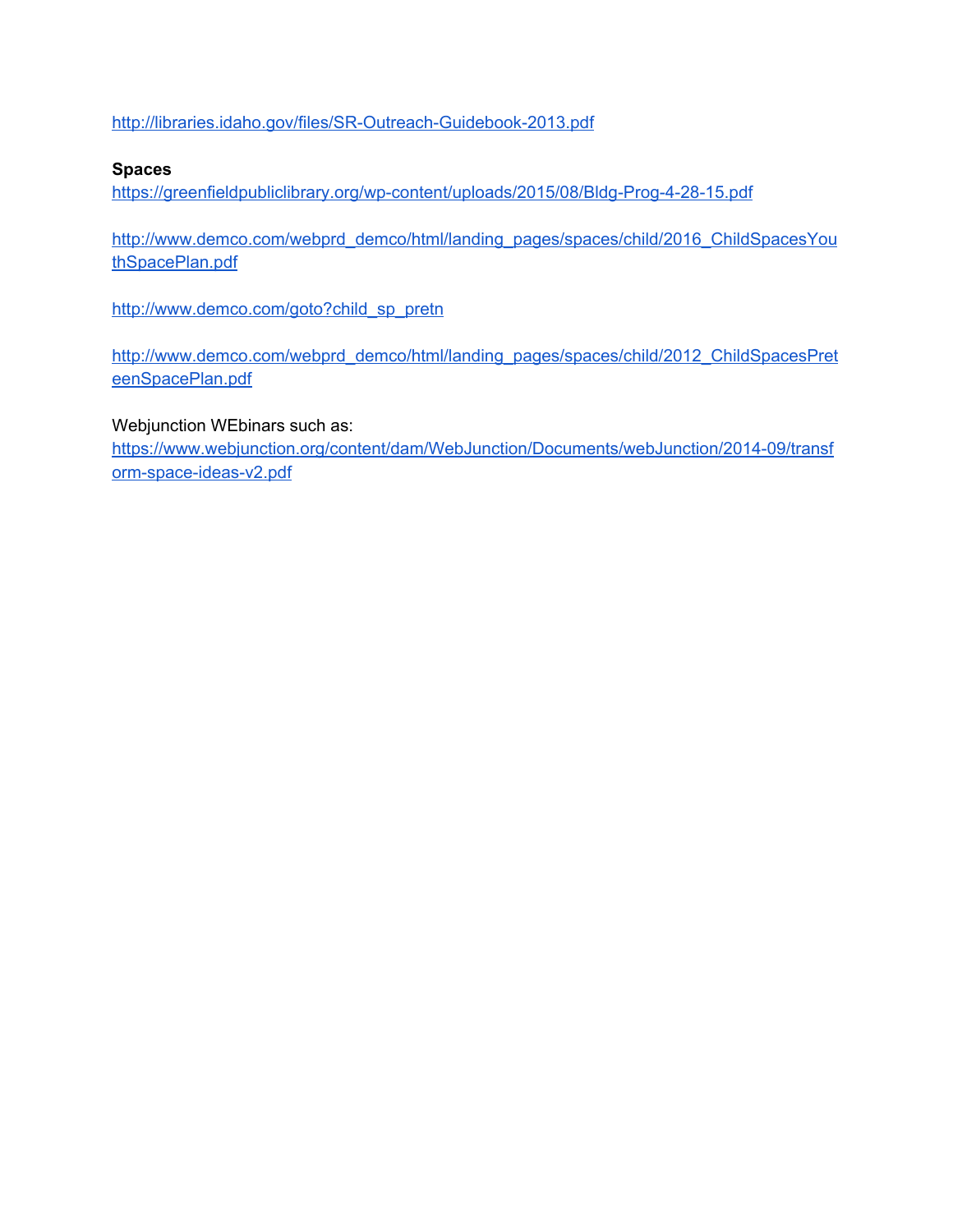http://libraries.idaho.gov/files/SR-Outreach-Guidebook-2013.pdf

**Spaces**

https://greenfieldpubliclibrary.org/wp-content/uploads/2015/08/Bldg-Prog-4-28-15.pdf

http://www.demco.com/webprd_demco/html/landing_pages/spaces/child/2016_ChildSpacesYouthSpacePlan.pdf

http://www.demco.com/goto?child_sp_pretn

http://www.demco.com/webprd_demco/html/landing_pages/spaces/child/2012_ChildSpacesPreteenSpacePlan.pdf

Webjunction WEbinars such as:
https://www.webjunction.org/content/dam/WebJunction/Documents/webJunction/2014-09/transform-space-ideas-v2.pdf